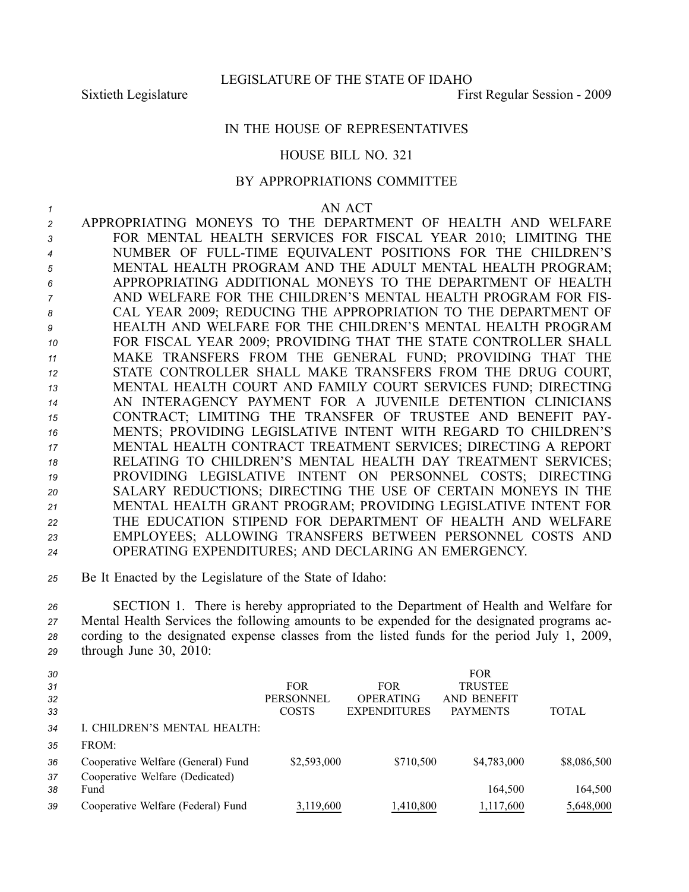LEGISLATURE OF THE STATE OF IDAHO

Sixtieth Legislature First Regular Session - 2009

IN THE HOUSE OF REPRESENTATIVES

HOUSE BILL NO. 321

BY APPROPRIATIONS COMMITTEE

AN ACT

APPROPRIATING MONEYS TO THE DEPARTMENT OF HEALTH AND WELFARE FOR MENTAL HEALTH SERVICES FOR FISCAL YEAR 2010; LIMITING THE NUMBER OF FULL-TIME EQUIVALENT POSITIONS FOR THE CHILDREN'S MENTAL HEALTH PROGRAM AND THE ADULT MENTAL HEALTH PROGRAM; APPROPRIATING ADDITIONAL MONEYS TO THE DEPARTMENT OF HEALTH AND WELFARE FOR THE CHILDREN'S MENTAL HEALTH PROGRAM FOR FISCAL YEAR 2009; REDUCING THE APPROPRIATION TO THE DEPARTMENT OF HEALTH AND WELFARE FOR THE CHILDREN'S MENTAL HEALTH PROGRAM FOR FISCAL YEAR 2009; PROVIDING THAT THE STATE CONTROLLER SHALL MAKE TRANSFERS FROM THE GENERAL FUND; PROVIDING THAT THE STATE CONTROLLER SHALL MAKE TRANSFERS FROM THE DRUG COURT, MENTAL HEALTH COURT AND FAMILY COURT SERVICES FUND; DIRECTING AN INTERAGENCY PAYMENT FOR A JUVENILE DETENTION CLINICIANS CONTRACT; LIMITING THE TRANSFER OF TRUSTEE AND BENEFIT PAYMENTS; PROVIDING LEGISLATIVE INTENT WITH REGARD TO CHILDREN'S MENTAL HEALTH CONTRACT TREATMENT SERVICES; DIRECTING A REPORT RELATING TO CHILDREN'S MENTAL HEALTH DAY TREATMENT SERVICES; PROVIDING LEGISLATIVE INTENT ON PERSONNEL COSTS; DIRECTING SALARY REDUCTIONS; DIRECTING THE USE OF CERTAIN MONEYS IN THE MENTAL HEALTH GRANT PROGRAM; PROVIDING LEGISLATIVE INTENT FOR THE EDUCATION STIPEND FOR DEPARTMENT OF HEALTH AND WELFARE EMPLOYEES; ALLOWING TRANSFERS BETWEEN PERSONNEL COSTS AND OPERATING EXPENDITURES; AND DECLARING AN EMERGENCY.

Be It Enacted by the Legislature of the State of Idaho:

SECTION 1. There is hereby appropriated to the Department of Health and Welfare for Mental Health Services the following amounts to be expended for the designated programs according to the designated expense classes from the listed funds for the period July 1, 2009, through June 30, 2010:

| | FOR PERSONNEL COSTS | FOR OPERATING EXPENDITURES | FOR TRUSTEE AND BENEFIT PAYMENTS | TOTAL |
|---|---|---|---|---|
| I. CHILDREN'S MENTAL HEALTH: | | | | |
| FROM: | | | | |
| Cooperative Welfare (General) Fund | $2,593,000 | $710,500 | $4,783,000 | $8,086,500 |
| Cooperative Welfare (Dedicated) Fund | | | 164,500 | 164,500 |
| Cooperative Welfare (Federal) Fund | 3,119,600 | 1,410,800 | 1,117,600 | 5,648,000 |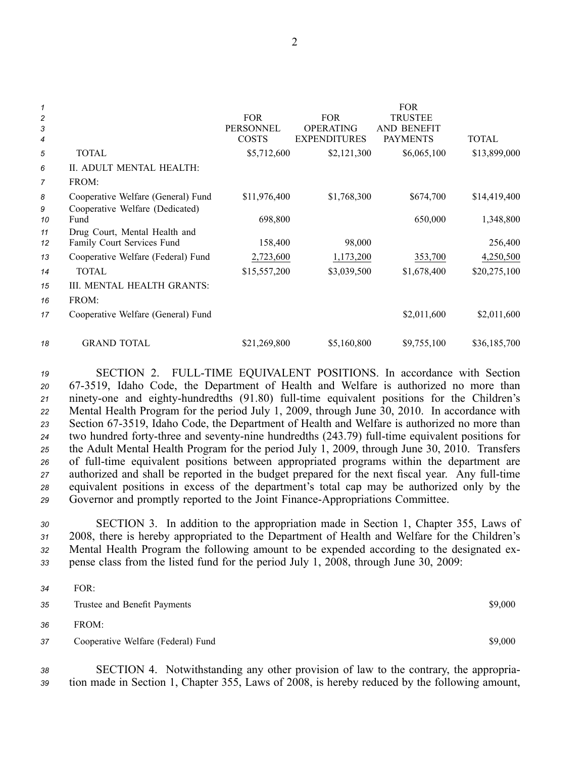| | FOR PERSONNEL COSTS | FOR OPERATING EXPENDITURES | FOR TRUSTEE AND BENEFIT PAYMENTS | TOTAL |
|---|---|---|---|---|
| TOTAL | $5,712,600 | $2,121,300 | $6,065,100 | $13,899,000 |
| II. ADULT MENTAL HEALTH: | | | | |
| FROM: | | | | |
| Cooperative Welfare (General) Fund | $11,976,400 | $1,768,300 | $674,700 | $14,419,400 |
| Cooperative Welfare (Dedicated) Fund | 698,800 | | 650,000 | 1,348,800 |
| Drug Court, Mental Health and Family Court Services Fund | 158,400 | 98,000 | | 256,400 |
| Cooperative Welfare (Federal) Fund | 2,723,600 | 1,173,200 | 353,700 | 4,250,500 |
| TOTAL | $15,557,200 | $3,039,500 | $1,678,400 | $20,275,100 |
| III. MENTAL HEALTH GRANTS: | | | | |
| FROM: | | | | |
| Cooperative Welfare (General) Fund | | | $2,011,600 | $2,011,600 |
| GRAND TOTAL | $21,269,800 | $5,160,800 | $9,755,100 | $36,185,700 |

SECTION 2. FULL-TIME EQUIVALENT POSITIONS. In accordance with Section 67-3519, Idaho Code, the Department of Health and Welfare is authorized no more than ninety-one and eighty-hundredths (91.80) full-time equivalent positions for the Children's Mental Health Program for the period July 1, 2009, through June 30, 2010. In accordance with Section 67-3519, Idaho Code, the Department of Health and Welfare is authorized no more than two hundred forty-three and seventy-nine hundredths (243.79) full-time equivalent positions for the Adult Mental Health Program for the period July 1, 2009, through June 30, 2010. Transfers of full-time equivalent positions between appropriated programs within the department are authorized and shall be reported in the budget prepared for the next fiscal year. Any full-time equivalent positions in excess of the department's total cap may be authorized only by the Governor and promptly reported to the Joint Finance-Appropriations Committee.

SECTION 3. In addition to the appropriation made in Section 1, Chapter 355, Laws of 2008, there is hereby appropriated to the Department of Health and Welfare for the Children's Mental Health Program the following amount to be expended according to the designated expense class from the listed fund for the period July 1, 2008, through June 30, 2009:

| | |
|---|---|
| FOR: | |
| Trustee and Benefit Payments | $9,000 |
| FROM: | |
| Cooperative Welfare (Federal) Fund | $9,000 |

SECTION 4. Notwithstanding any other provision of law to the contrary, the appropriation made in Section 1, Chapter 355, Laws of 2008, is hereby reduced by the following amount,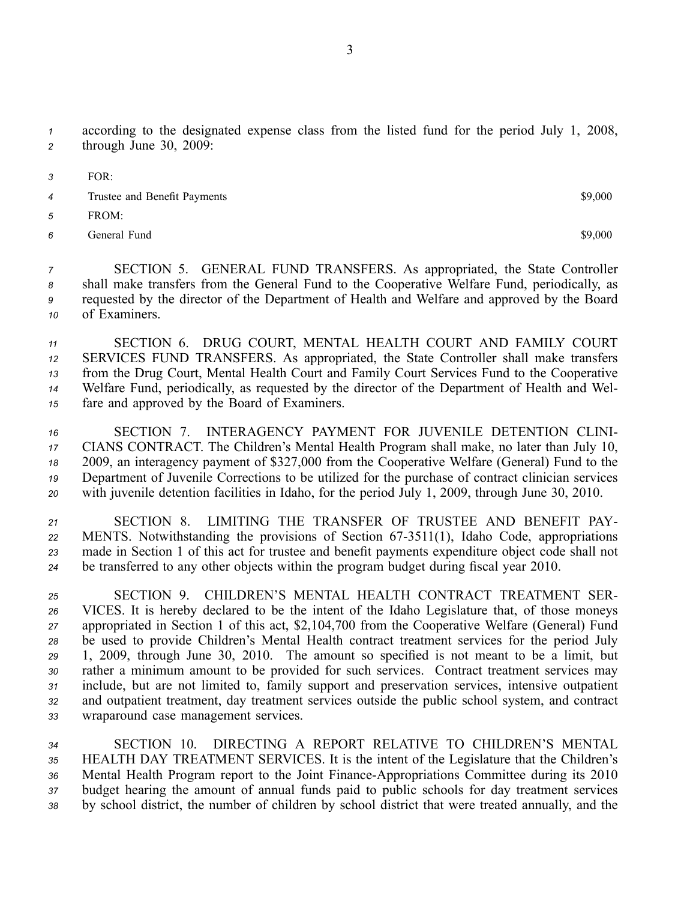according to the designated expense class from the listed fund for the period July 1, 2008, through June 30, 2009:

| | |
|---|---|
| FOR: | |
| Trustee and Benefit Payments | $9,000 |
| FROM: | |
| General Fund | $9,000 |

SECTION 5. GENERAL FUND TRANSFERS. As appropriated, the State Controller shall make transfers from the General Fund to the Cooperative Welfare Fund, periodically, as requested by the director of the Department of Health and Welfare and approved by the Board of Examiners.

SECTION 6. DRUG COURT, MENTAL HEALTH COURT AND FAMILY COURT SERVICES FUND TRANSFERS. As appropriated, the State Controller shall make transfers from the Drug Court, Mental Health Court and Family Court Services Fund to the Cooperative Welfare Fund, periodically, as requested by the director of the Department of Health and Welfare and approved by the Board of Examiners.

SECTION 7. INTERAGENCY PAYMENT FOR JUVENILE DETENTION CLINICIANS CONTRACT. The Children's Mental Health Program shall make, no later than July 10, 2009, an interagency payment of $327,000 from the Cooperative Welfare (General) Fund to the Department of Juvenile Corrections to be utilized for the purchase of contract clinician services with juvenile detention facilities in Idaho, for the period July 1, 2009, through June 30, 2010.

SECTION 8. LIMITING THE TRANSFER OF TRUSTEE AND BENEFIT PAYMENTS. Notwithstanding the provisions of Section 67-3511(1), Idaho Code, appropriations made in Section 1 of this act for trustee and benefit payments expenditure object code shall not be transferred to any other objects within the program budget during fiscal year 2010.

SECTION 9. CHILDREN'S MENTAL HEALTH CONTRACT TREATMENT SERVICES. It is hereby declared to be the intent of the Idaho Legislature that, of those moneys appropriated in Section 1 of this act, $2,104,700 from the Cooperative Welfare (General) Fund be used to provide Children's Mental Health contract treatment services for the period July 1, 2009, through June 30, 2010. The amount so specified is not meant to be a limit, but rather a minimum amount to be provided for such services. Contract treatment services may include, but are not limited to, family support and preservation services, intensive outpatient and outpatient treatment, day treatment services outside the public school system, and contract wraparound case management services.

SECTION 10. DIRECTING A REPORT RELATIVE TO CHILDREN'S MENTAL HEALTH DAY TREATMENT SERVICES. It is the intent of the Legislature that the Children's Mental Health Program report to the Joint Finance-Appropriations Committee during its 2010 budget hearing the amount of annual funds paid to public schools for day treatment services by school district, the number of children by school district that were treated annually, and the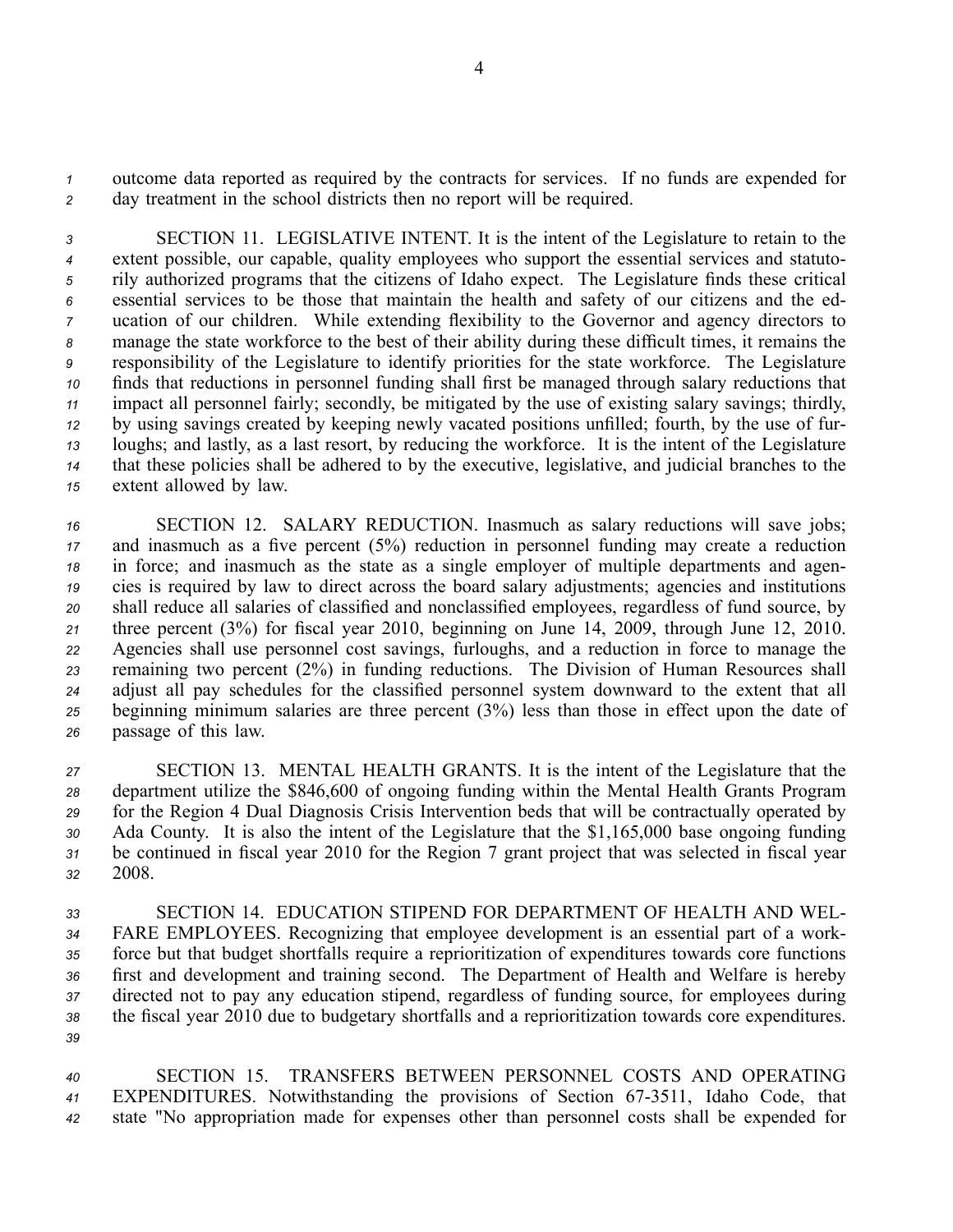outcome data reported as required by the contracts for services. If no funds are expended for day treatment in the school districts then no report will be required.

SECTION 11. LEGISLATIVE INTENT. It is the intent of the Legislature to retain to the extent possible, our capable, quality employees who support the essential services and statutorily authorized programs that the citizens of Idaho expect. The Legislature finds these critical essential services to be those that maintain the health and safety of our citizens and the education of our children. While extending flexibility to the Governor and agency directors to manage the state workforce to the best of their ability during these difficult times, it remains the responsibility of the Legislature to identify priorities for the state workforce. The Legislature finds that reductions in personnel funding shall first be managed through salary reductions that impact all personnel fairly; secondly, be mitigated by the use of existing salary savings; thirdly, by using savings created by keeping newly vacated positions unfilled; fourth, by the use of furloughs; and lastly, as a last resort, by reducing the workforce. It is the intent of the Legislature that these policies shall be adhered to by the executive, legislative, and judicial branches to the extent allowed by law.

SECTION 12. SALARY REDUCTION. Inasmuch as salary reductions will save jobs; and inasmuch as a five percent (5%) reduction in personnel funding may create a reduction in force; and inasmuch as the state as a single employer of multiple departments and agencies is required by law to direct across the board salary adjustments; agencies and institutions shall reduce all salaries of classified and nonclassified employees, regardless of fund source, by three percent (3%) for fiscal year 2010, beginning on June 14, 2009, through June 12, 2010. Agencies shall use personnel cost savings, furloughs, and a reduction in force to manage the remaining two percent (2%) in funding reductions. The Division of Human Resources shall adjust all pay schedules for the classified personnel system downward to the extent that all beginning minimum salaries are three percent (3%) less than those in effect upon the date of passage of this law.

SECTION 13. MENTAL HEALTH GRANTS. It is the intent of the Legislature that the department utilize the $846,600 of ongoing funding within the Mental Health Grants Program for the Region 4 Dual Diagnosis Crisis Intervention beds that will be contractually operated by Ada County. It is also the intent of the Legislature that the $1,165,000 base ongoing funding be continued in fiscal year 2010 for the Region 7 grant project that was selected in fiscal year 2008.

SECTION 14. EDUCATION STIPEND FOR DEPARTMENT OF HEALTH AND WELFARE EMPLOYEES. Recognizing that employee development is an essential part of a workforce but that budget shortfalls require a reprioritization of expenditures towards core functions first and development and training second. The Department of Health and Welfare is hereby directed not to pay any education stipend, regardless of funding source, for employees during the fiscal year 2010 due to budgetary shortfalls and a reprioritization towards core expenditures.

SECTION 15. TRANSFERS BETWEEN PERSONNEL COSTS AND OPERATING EXPENDITURES. Notwithstanding the provisions of Section 67-3511, Idaho Code, that state "No appropriation made for expenses other than personnel costs shall be expended for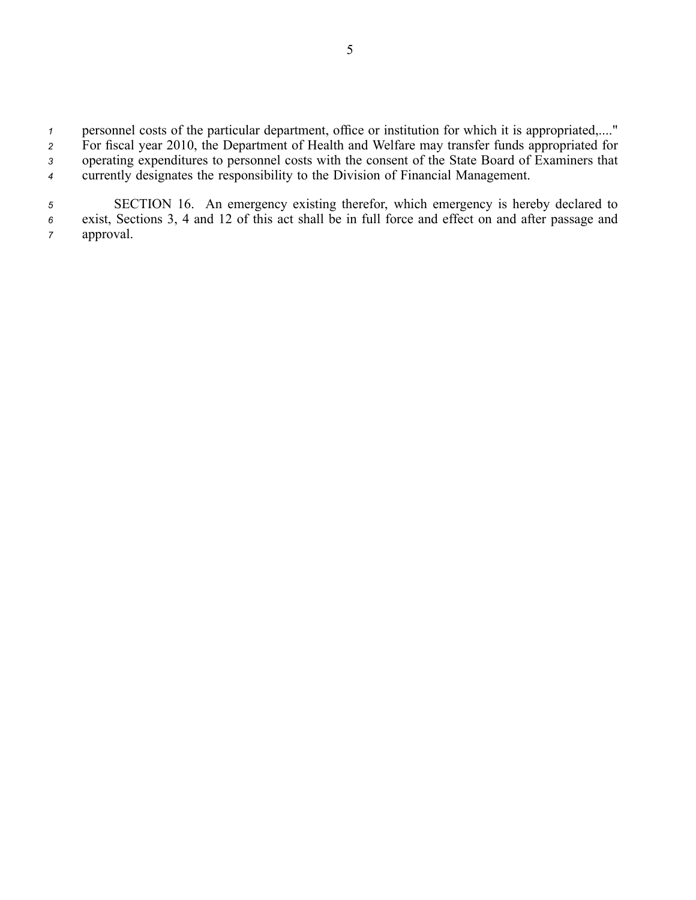personnel costs of the particular department, office or institution for which it is appropriated,...." For fiscal year 2010, the Department of Health and Welfare may transfer funds appropriated for operating expenditures to personnel costs with the consent of the State Board of Examiners that currently designates the responsibility to the Division of Financial Management.

SECTION 16. An emergency existing therefor, which emergency is hereby declared to exist, Sections 3, 4 and 12 of this act shall be in full force and effect on and after passage and approval.